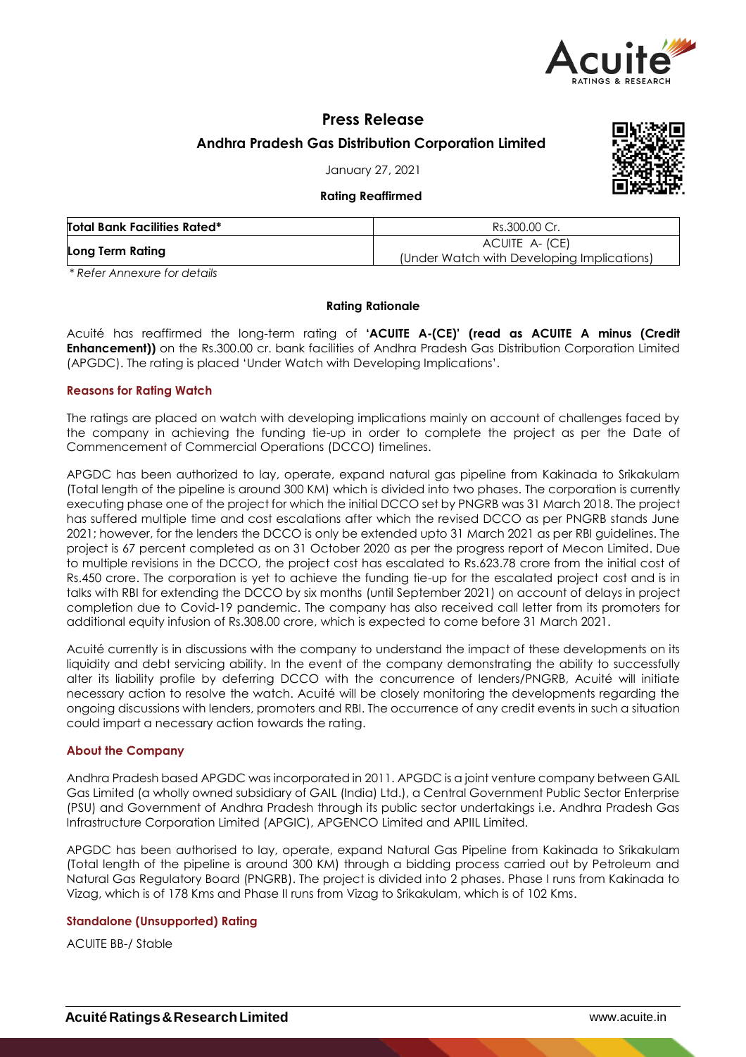# Press Release

## Andhra Pradesh Gas Distribution Corporation Limited

January 27, 2021

**Rating Reaffirmed**

| **Total Bank Facilities Rated*** | Rs.300.00 Cr. |
|---|---|
| **Long Term Rating** | ACUITE A- (CE)<br>(Under Watch with Developing Implications) |

*\* Refer Annexure for details*

### Rating Rationale

Acuité has reaffirmed the long-term rating of **'ACUITE A-(CE)' (read as ACUITE A minus (Credit Enhancement))** on the Rs.300.00 cr. bank facilities of Andhra Pradesh Gas Distribution Corporation Limited (APGDC). The rating is placed 'Under Watch with Developing Implications'.

### Reasons for Rating Watch

The ratings are placed on watch with developing implications mainly on account of challenges faced by the company in achieving the funding tie-up in order to complete the project as per the Date of Commencement of Commercial Operations (DCCO) timelines.

APGDC has been authorized to lay, operate, expand natural gas pipeline from Kakinada to Srikakulam (Total length of the pipeline is around 300 KM) which is divided into two phases. The corporation is currently executing phase one of the project for which the initial DCCO set by PNGRB was 31 March 2018. The project has suffered multiple time and cost escalations after which the revised DCCO as per PNGRB stands June 2021; however, for the lenders the DCCO is only be extended upto 31 March 2021 as per RBI guidelines. The project is 67 percent completed as on 31 October 2020 as per the progress report of Mecon Limited. Due to multiple revisions in the DCCO, the project cost has escalated to Rs.623.78 crore from the initial cost of Rs.450 crore. The corporation is yet to achieve the funding tie-up for the escalated project cost and is in talks with RBI for extending the DCCO by six months (until September 2021) on account of delays in project completion due to Covid-19 pandemic. The company has also received call letter from its promoters for additional equity infusion of Rs.308.00 crore, which is expected to come before 31 March 2021.

Acuité currently is in discussions with the company to understand the impact of these developments on its liquidity and debt servicing ability. In the event of the company demonstrating the ability to successfully alter its liability profile by deferring DCCO with the concurrence of lenders/PNGRB, Acuité will initiate necessary action to resolve the watch. Acuité will be closely monitoring the developments regarding the ongoing discussions with lenders, promoters and RBI. The occurrence of any credit events in such a situation could impart a necessary action towards the rating.

### About the Company

Andhra Pradesh based APGDC was incorporated in 2011. APGDC is a joint venture company between GAIL Gas Limited (a wholly owned subsidiary of GAIL (India) Ltd.), a Central Government Public Sector Enterprise (PSU) and Government of Andhra Pradesh through its public sector undertakings i.e. Andhra Pradesh Gas Infrastructure Corporation Limited (APGIC), APGENCO Limited and APIIL Limited.

APGDC has been authorised to lay, operate, expand Natural Gas Pipeline from Kakinada to Srikakulam (Total length of the pipeline is around 300 KM) through a bidding process carried out by Petroleum and Natural Gas Regulatory Board (PNGRB). The project is divided into 2 phases. Phase I runs from Kakinada to Vizag, which is of 178 Kms and Phase II runs from Vizag to Srikakulam, which is of 102 Kms.

### Standalone (Unsupported) Rating

ACUITE BB-/ Stable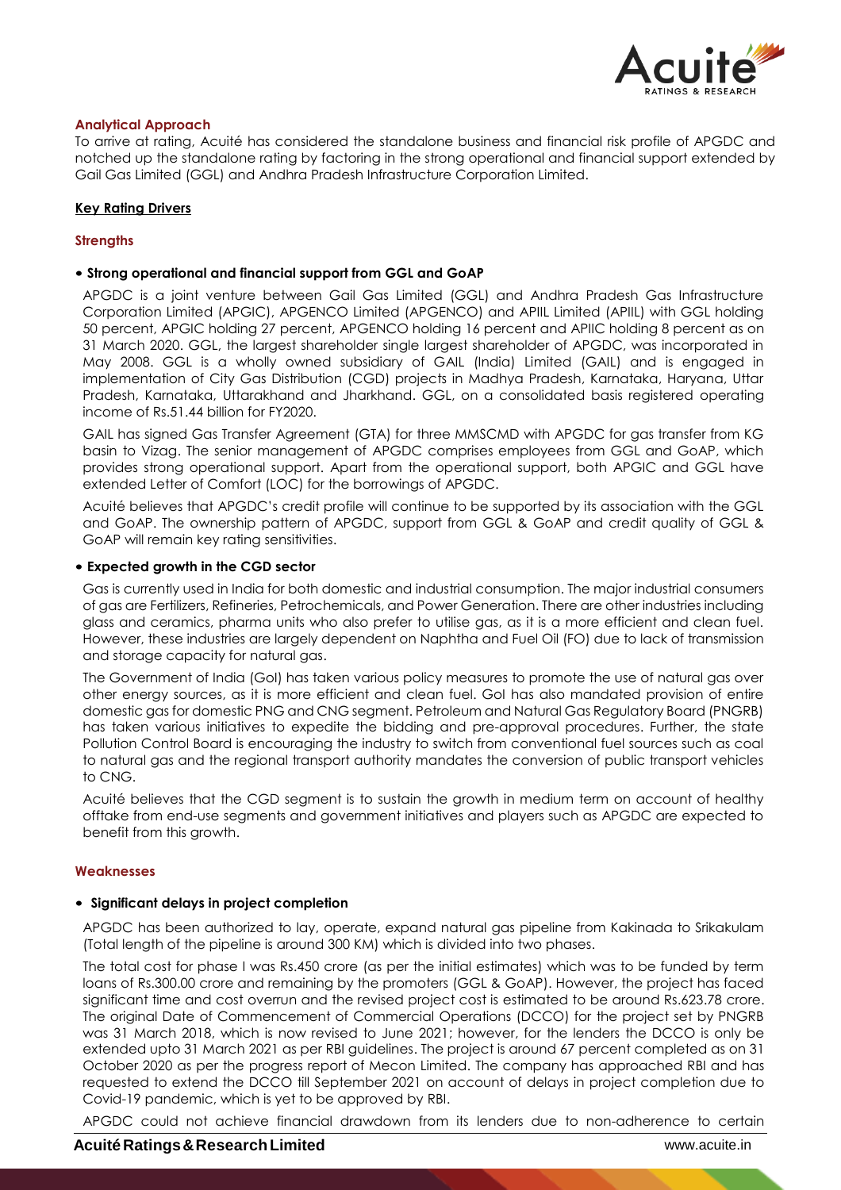## Analytical Approach

To arrive at rating, Acuité has considered the standalone business and financial risk profile of APGDC and notched up the standalone rating by factoring in the strong operational and financial support extended by Gail Gas Limited (GGL) and Andhra Pradesh Infrastructure Corporation Limited.

## Key Rating Drivers

### Strengths

- **Strong operational and financial support from GGL and GoAP**

  APGDC is a joint venture between Gail Gas Limited (GGL) and Andhra Pradesh Gas Infrastructure Corporation Limited (APGIC), APGENCO Limited (APGENCO) and APIIL Limited (APIIL) with GGL holding 50 percent, APGIC holding 27 percent, APGENCO holding 16 percent and APIIC holding 8 percent as on 31 March 2020. GGL, the largest shareholder single largest shareholder of APGDC, was incorporated in May 2008. GGL is a wholly owned subsidiary of GAIL (India) Limited (GAIL) and is engaged in implementation of City Gas Distribution (CGD) projects in Madhya Pradesh, Karnataka, Haryana, Uttar Pradesh, Karnataka, Uttarakhand and Jharkhand. GGL, on a consolidated basis registered operating income of Rs.51.44 billion for FY2020.

  GAIL has signed Gas Transfer Agreement (GTA) for three MMSCMD with APGDC for gas transfer from KG basin to Vizag. The senior management of APGDC comprises employees from GGL and GoAP, which provides strong operational support. Apart from the operational support, both APGIC and GGL have extended Letter of Comfort (LOC) for the borrowings of APGDC.

  Acuité believes that APGDC's credit profile will continue to be supported by its association with the GGL and GoAP. The ownership pattern of APGDC, support from GGL & GoAP and credit quality of GGL & GoAP will remain key rating sensitivities.

- **Expected growth in the CGD sector**

  Gas is currently used in India for both domestic and industrial consumption. The major industrial consumers of gas are Fertilizers, Refineries, Petrochemicals, and Power Generation. There are other industries including glass and ceramics, pharma units who also prefer to utilise gas, as it is a more efficient and clean fuel. However, these industries are largely dependent on Naphtha and Fuel Oil (FO) due to lack of transmission and storage capacity for natural gas.

  The Government of India (GoI) has taken various policy measures to promote the use of natural gas over other energy sources, as it is more efficient and clean fuel. GoI has also mandated provision of entire domestic gas for domestic PNG and CNG segment. Petroleum and Natural Gas Regulatory Board (PNGRB) has taken various initiatives to expedite the bidding and pre-approval procedures. Further, the state Pollution Control Board is encouraging the industry to switch from conventional fuel sources such as coal to natural gas and the regional transport authority mandates the conversion of public transport vehicles to CNG.

  Acuité believes that the CGD segment is to sustain the growth in medium term on account of healthy offtake from end-use segments and government initiatives and players such as APGDC are expected to benefit from this growth.

### Weaknesses

- **Significant delays in project completion**

  APGDC has been authorized to lay, operate, expand natural gas pipeline from Kakinada to Srikakulam (Total length of the pipeline is around 300 KM) which is divided into two phases.

  The total cost for phase I was Rs.450 crore (as per the initial estimates) which was to be funded by term loans of Rs.300.00 crore and remaining by the promoters (GGL & GoAP). However, the project has faced significant time and cost overrun and the revised project cost is estimated to be around Rs.623.78 crore. The original Date of Commencement of Commercial Operations (DCCO) for the project set by PNGRB was 31 March 2018, which is now revised to June 2021; however, for the lenders the DCCO is only be extended upto 31 March 2021 as per RBI guidelines. The project is around 67 percent completed as on 31 October 2020 as per the progress report of Mecon Limited. The company has approached RBI and has requested to extend the DCCO till September 2021 on account of delays in project completion due to Covid-19 pandemic, which is yet to be approved by RBI.

  APGDC could not achieve financial drawdown from its lenders due to non-adherence to certain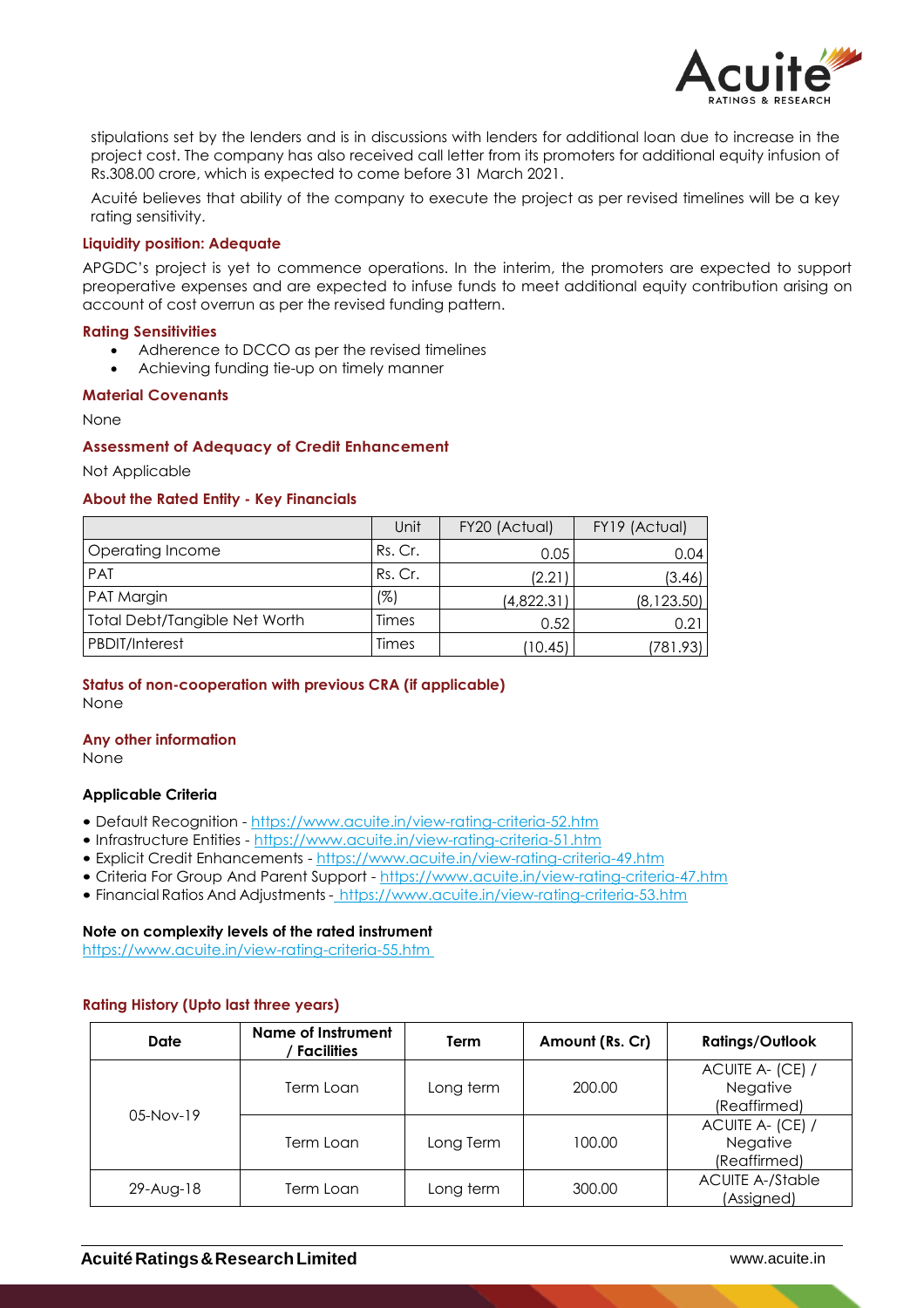stipulations set by the lenders and is in discussions with lenders for additional loan due to increase in the project cost. The company has also received call letter from its promoters for additional equity infusion of Rs.308.00 crore, which is expected to come before 31 March 2021.

Acuité believes that ability of the company to execute the project as per revised timelines will be a key rating sensitivity.

### Liquidity position: Adequate

APGDC's project is yet to commence operations. In the interim, the promoters are expected to support preoperative expenses and are expected to infuse funds to meet additional equity contribution arising on account of cost overrun as per the revised funding pattern.

### Rating Sensitivities

- Adherence to DCCO as per the revised timelines
- Achieving funding tie-up on timely manner

### Material Covenants

None

### Assessment of Adequacy of Credit Enhancement

Not Applicable

### About the Rated Entity - Key Financials

| | Unit | FY20 (Actual) | FY19 (Actual) |
|---|---|---|---|
| Operating Income | Rs. Cr. | 0.05 | 0.04 |
| PAT | Rs. Cr. | (2.21) | (3.46) |
| PAT Margin | (%) | (4,822.31) | (8,123.50) |
| Total Debt/Tangible Net Worth | Times | 0.52 | 0.21 |
| PBDIT/Interest | Times | (10.45) | (781.93) |

### Status of non-cooperation with previous CRA (if applicable)

None

### Any other information

None

### Applicable Criteria

- Default Recognition - https://www.acuite.in/view-rating-criteria-52.htm
- Infrastructure Entities - https://www.acuite.in/view-rating-criteria-51.htm
- Explicit Credit Enhancements - https://www.acuite.in/view-rating-criteria-49.htm
- Criteria For Group And Parent Support - https://www.acuite.in/view-rating-criteria-47.htm
- Financial Ratios And Adjustments - https://www.acuite.in/view-rating-criteria-53.htm

### Note on complexity levels of the rated instrument

https://www.acuite.in/view-rating-criteria-55.htm

### Rating History (Upto last three years)

| Date | Name of Instrument / Facilities | Term | Amount (Rs. Cr) | Ratings/Outlook |
|---|---|---|---|---|
| 05-Nov-19 | Term Loan | Long term | 200.00 | ACUITE A- (CE) / Negative (Reaffirmed) |
| | Term Loan | Long Term | 100.00 | ACUITE A- (CE) / Negative (Reaffirmed) |
| 29-Aug-18 | Term Loan | Long term | 300.00 | ACUITE A-/Stable (Assigned) |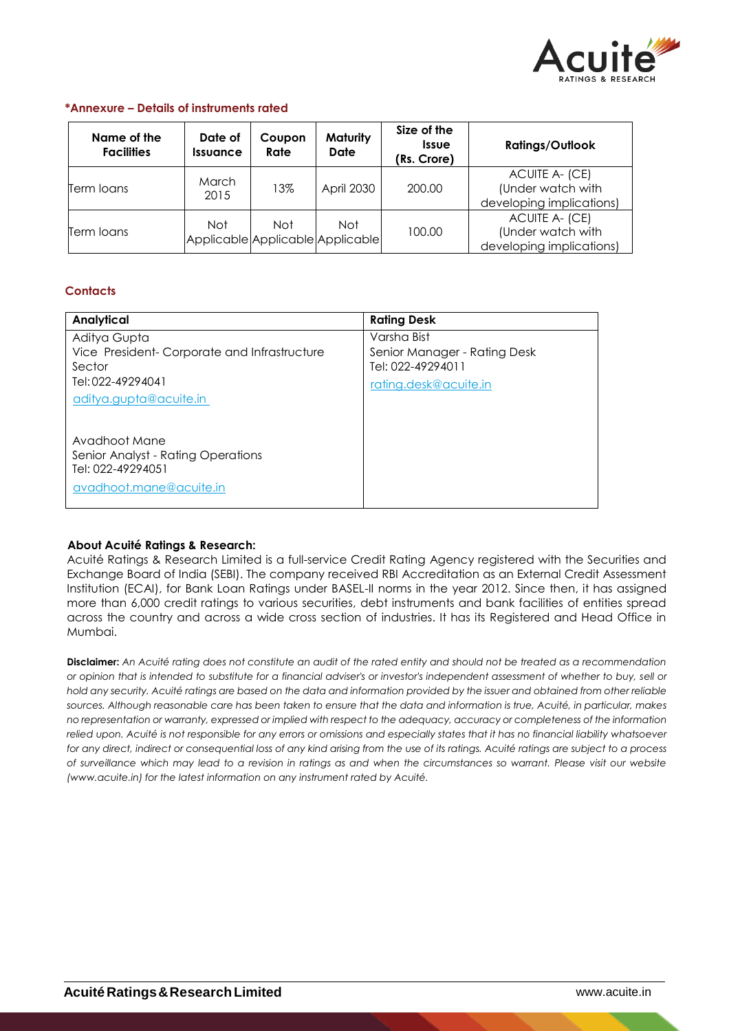### *Annexure – Details of instruments rated

| Name of the Facilities | Date of Issuance | Coupon Rate | Maturity Date | Size of the Issue (Rs. Crore) | Ratings/Outlook |
|---|---|---|---|---|---|
| Term loans | March 2015 | 13% | April 2030 | 200.00 | ACUITE A- (CE) (Under watch with developing implications) |
| Term loans | Not Applicable | Not Applicable | Not Applicable | 100.00 | ACUITE A- (CE) (Under watch with developing implications) |

### Contacts

| Analytical | Rating Desk |
|---|---|
| Aditya Gupta<br>Vice President- Corporate and Infrastructure Sector<br>Tel: 022-49294041<br>aditya.gupta@acuite.in<br><br>Avadhoot Mane<br>Senior Analyst - Rating Operations<br>Tel: 022-49294051<br>avadhoot.mane@acuite.in | Varsha Bist<br>Senior Manager - Rating Desk<br>Tel: 022-49294011<br>rating.desk@acuite.in |

**About Acuité Ratings & Research:**
Acuité Ratings & Research Limited is a full-service Credit Rating Agency registered with the Securities and Exchange Board of India (SEBI). The company received RBI Accreditation as an External Credit Assessment Institution (ECAI), for Bank Loan Ratings under BASEL-II norms in the year 2012. Since then, it has assigned more than 6,000 credit ratings to various securities, debt instruments and bank facilities of entities spread across the country and across a wide cross section of industries. It has its Registered and Head Office in Mumbai.

**Disclaimer:** *An Acuité rating does not constitute an audit of the rated entity and should not be treated as a recommendation or opinion that is intended to substitute for a financial adviser's or investor's independent assessment of whether to buy, sell or hold any security. Acuité ratings are based on the data and information provided by the issuer and obtained from other reliable sources. Although reasonable care has been taken to ensure that the data and information is true, Acuité, in particular, makes no representation or warranty, expressed or implied with respect to the adequacy, accuracy or completeness of the information relied upon. Acuité is not responsible for any errors or omissions and especially states that it has no financial liability whatsoever for any direct, indirect or consequential loss of any kind arising from the use of its ratings. Acuité ratings are subject to a process of surveillance which may lead to a revision in ratings as and when the circumstances so warrant. Please visit our website (www.acuite.in) for the latest information on any instrument rated by Acuité.*